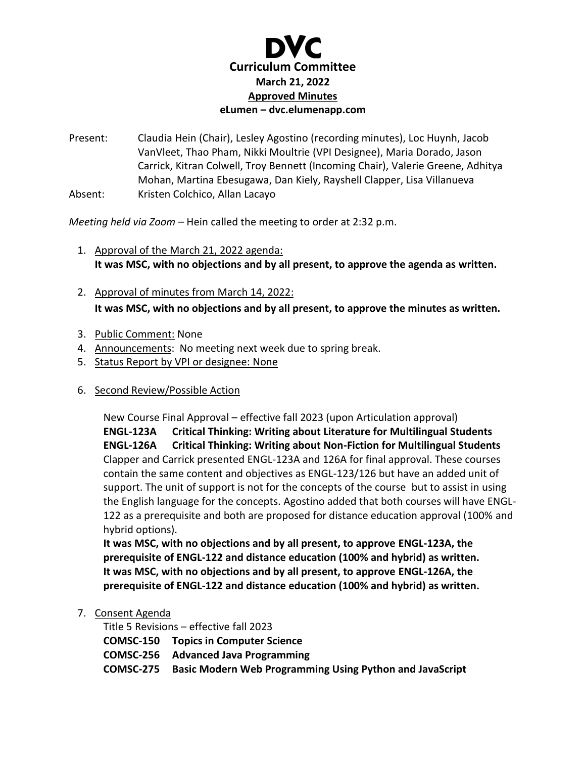# DVC

## Curriculum Committee

**March 21, 2022**

**Approved Minutes**

**eLumen – dvc.elumenapp.com**

Present: Claudia Hein (Chair), Lesley Agostino (recording minutes), Loc Huynh, Jacob VanVleet, Thao Pham, Nikki Moultrie (VPI Designee), Maria Dorado, Jason Carrick, Kitran Colwell, Troy Bennett (Incoming Chair), Valerie Greene, Adhitya Mohan, Martina Ebesugawa, Dan Kiely, Rayshell Clapper, Lisa Villanueva

Absent: Kristen Colchico, Allan Lacayo

*Meeting held via Zoom* – Hein called the meeting to order at 2:32 p.m.

1. Approval of the March 21, 2022 agenda:
   **It was MSC, with no objections and by all present, to approve the agenda as written.**

2. Approval of minutes from March 14, 2022:
   **It was MSC, with no objections and by all present, to approve the minutes as written.**

3. Public Comment: None
4. Announcements: No meeting next week due to spring break.
5. Status Report by VPI or designee: None

6. Second Review/Possible Action

   New Course Final Approval – effective fall 2023 (upon Articulation approval)
   **ENGL-123A Critical Thinking: Writing about Literature for Multilingual Students**
   **ENGL-126A Critical Thinking: Writing about Non-Fiction for Multilingual Students**
   Clapper and Carrick presented ENGL-123A and 126A for final approval. These courses contain the same content and objectives as ENGL-123/126 but have an added unit of support. The unit of support is not for the concepts of the course but to assist in using the English language for the concepts. Agostino added that both courses will have ENGL-122 as a prerequisite and both are proposed for distance education approval (100% and hybrid options).
   **It was MSC, with no objections and by all present, to approve ENGL-123A, the prerequisite of ENGL-122 and distance education (100% and hybrid) as written.**
   **It was MSC, with no objections and by all present, to approve ENGL-126A, the prerequisite of ENGL-122 and distance education (100% and hybrid) as written.**

7. Consent Agenda
   Title 5 Revisions – effective fall 2023
   **COMSC-150 Topics in Computer Science**
   **COMSC-256 Advanced Java Programming**
   **COMSC-275 Basic Modern Web Programming Using Python and JavaScript**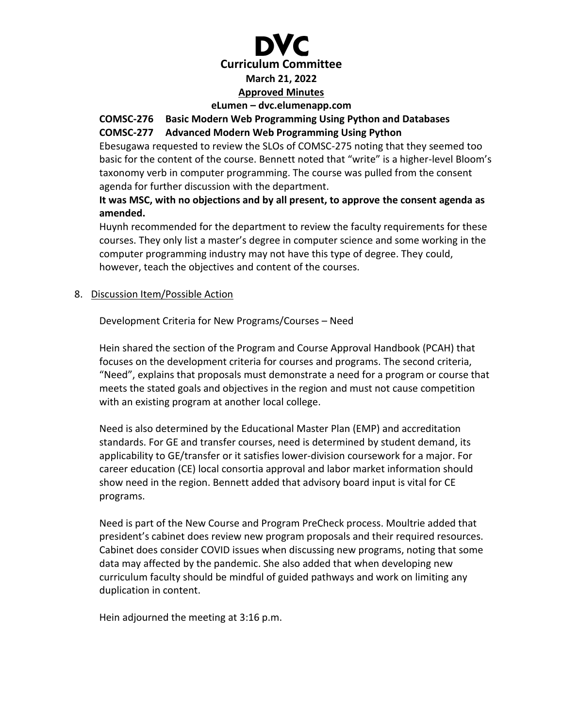**COMSC-276 Basic Modern Web Programming Using Python and Databases**
**COMSC-277 Advanced Modern Web Programming Using Python**

Ebesugawa requested to review the SLOs of COMSC-275 noting that they seemed too basic for the content of the course. Bennett noted that "write" is a higher-level Bloom's taxonomy verb in computer programming. The course was pulled from the consent agenda for further discussion with the department.

**It was MSC, with no objections and by all present, to approve the consent agenda as amended.**

Huynh recommended for the department to review the faculty requirements for these courses. They only list a master's degree in computer science and some working in the computer programming industry may not have this type of degree. They could, however, teach the objectives and content of the courses.

8. Discussion Item/Possible Action

   Development Criteria for New Programs/Courses – Need

   Hein shared the section of the Program and Course Approval Handbook (PCAH) that focuses on the development criteria for courses and programs. The second criteria, "Need", explains that proposals must demonstrate a need for a program or course that meets the stated goals and objectives in the region and must not cause competition with an existing program at another local college.

   Need is also determined by the Educational Master Plan (EMP) and accreditation standards. For GE and transfer courses, need is determined by student demand, its applicability to GE/transfer or it satisfies lower-division coursework for a major. For career education (CE) local consortia approval and labor market information should show need in the region. Bennett added that advisory board input is vital for CE programs.

   Need is part of the New Course and Program PreCheck process. Moultrie added that president's cabinet does review new program proposals and their required resources. Cabinet does consider COVID issues when discussing new programs, noting that some data may affected by the pandemic. She also added that when developing new curriculum faculty should be mindful of guided pathways and work on limiting any duplication in content.

   Hein adjourned the meeting at 3:16 p.m.